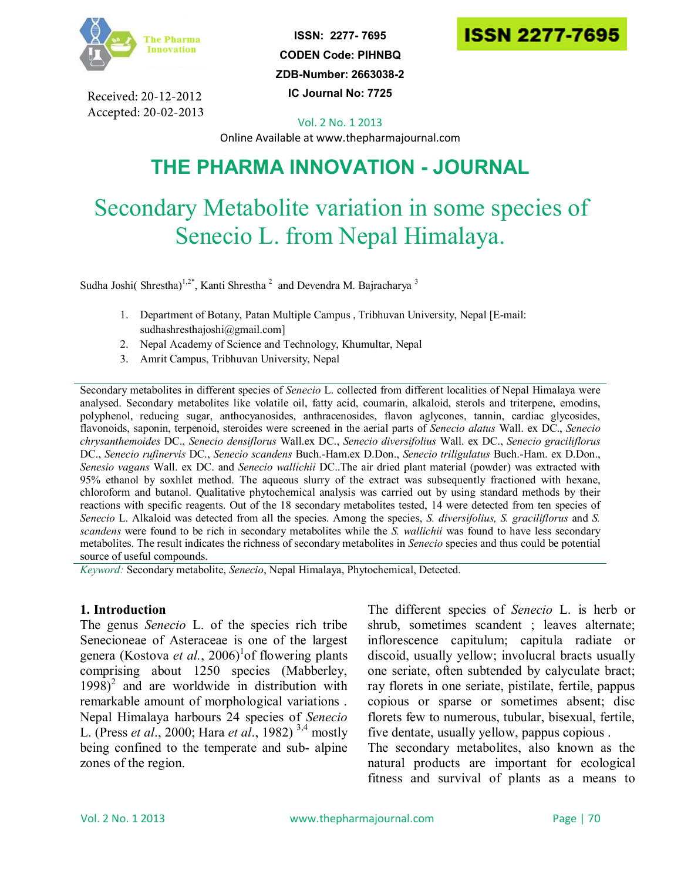ISSN: 2277- 7695
CODEN Code: PIHNBQ
ZDB-Number: 2663038-2
IC Journal No: 7725

Received: 20-12-2012
Accepted: 20-02-2013

Vol. 2 No. 1 2013

Online Available at www.thepharmajournal.com

# THE PHARMA INNOVATION - JOURNAL

# Secondary Metabolite variation in some species of Senecio L. from Nepal Himalaya.

Sudha Joshi( Shrestha)[1,2*], Kanti Shrestha [2] and Devendra M. Bajracharya [3]

1. Department of Botany, Patan Multiple Campus , Tribhuvan University, Nepal [E-mail: sudhashresthajoshi@gmail.com]
2. Nepal Academy of Science and Technology, Khumultar, Nepal
3. Amrit Campus, Tribhuvan University, Nepal

Secondary metabolites in different species of *Senecio* L. collected from different localities of Nepal Himalaya were analysed. Secondary metabolites like volatile oil, fatty acid, coumarin, alkaloid, sterols and triterpene, emodins, polyphenol, reducing sugar, anthocyanosides, anthracenosides, flavon aglycones, tannin, cardiac glycosides, flavonoids, saponin, terpenoid, steroides were screened in the aerial parts of *Senecio alatus* Wall. ex DC., *Senecio chrysanthemoides* DC., *Senecio densiflorus* Wall.ex DC., *Senecio diversifolius* Wall. ex DC., *Senecio graciliflorus* DC., *Senecio rufinervis* DC., *Senecio scandens* Buch.-Ham.ex D.Don., *Senecio triligulatus* Buch.-Ham. ex D.Don., *Senesio vagans* Wall. ex DC. and *Senecio wallichii* DC..The air dried plant material (powder) was extracted with 95% ethanol by soxhlet method. The aqueous slurry of the extract was subsequently fractioned with hexane, chloroform and butanol. Qualitative phytochemical analysis was carried out by using standard methods by their reactions with specific reagents. Out of the 18 secondary metabolites tested, 14 were detected from ten species of *Senecio* L. Alkaloid was detected from all the species. Among the species, *S. diversifolius, S. graciliflorus* and *S. scandens* were found to be rich in secondary metabolites while the *S. wallichii* was found to have less secondary metabolites. The result indicates the richness of secondary metabolites in *Senecio* species and thus could be potential source of useful compounds.

*Keyword:* Secondary metabolite, *Senecio*, Nepal Himalaya, Phytochemical, Detected.

## 1. Introduction

The genus *Senecio* L. of the species rich tribe Senecioneae of Asteraceae is one of the largest genera (Kostova *et al.*, 2006)[1] of flowering plants comprising about 1250 species (Mabberley, 1998)[2] and are worldwide in distribution with remarkable amount of morphological variations . Nepal Himalaya harbours 24 species of *Senecio* L. (Press *et al*., 2000; Hara *et al*., 1982) [3,4] mostly being confined to the temperate and sub- alpine zones of the region.

The different species of *Senecio* L. is herb or shrub, sometimes scandent ; leaves alternate; inflorescence capitulum; capitula radiate or discoid, usually yellow; involucral bracts usually one seriate, often subtended by calyculate bract; ray florets in one seriate, pistilate, fertile, pappus copious or sparse or sometimes absent; disc florets few to numerous, tubular, bisexual, fertile, five dentate, usually yellow, pappus copious .

The secondary metabolites, also known as the natural products are important for ecological fitness and survival of plants as a means to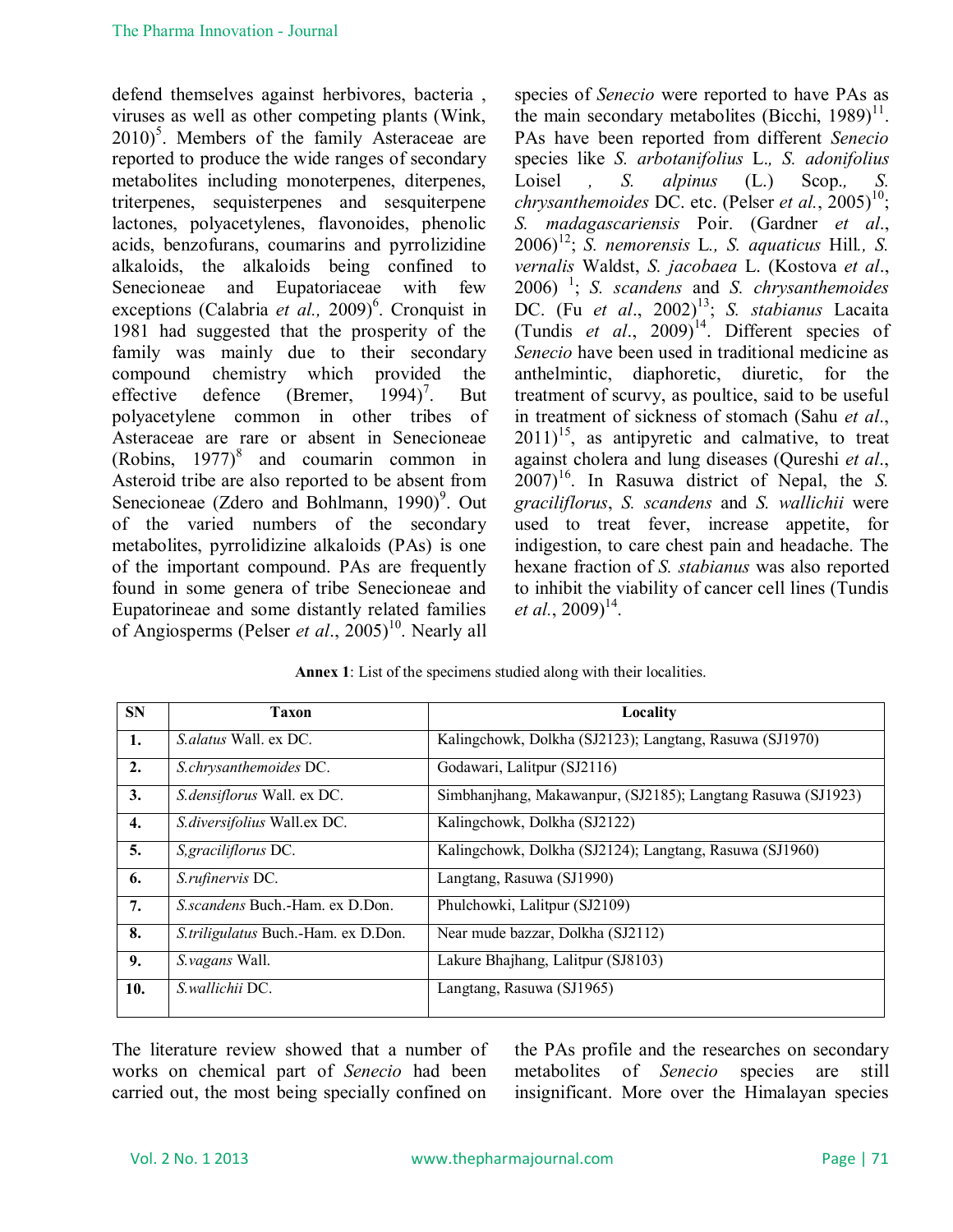defend themselves against herbivores, bacteria , viruses as well as other competing plants (Wink, 2010)[5]. Members of the family Asteraceae are reported to produce the wide ranges of secondary metabolites including monoterpenes, diterpenes, triterpenes, sequisterpenes and sesquiterpene lactones, polyacetylenes, flavonoides, phenolic acids, benzofurans, coumarins and pyrrolizidine alkaloids, the alkaloids being confined to Senecioneae and Eupatoriaceae with few exceptions (Calabria *et al.,* 2009)[6]. Cronquist in 1981 had suggested that the prosperity of the family was mainly due to their secondary compound chemistry which provided the effective defence (Bremer, 1994)[7]. But polyacetylene common in other tribes of Asteraceae are rare or absent in Senecioneae (Robins, 1977)[8] and coumarin common in Asteroid tribe are also reported to be absent from Senecioneae (Zdero and Bohlmann, 1990)[9]. Out of the varied numbers of the secondary metabolites, pyrrolidizine alkaloids (PAs) is one of the important compound. PAs are frequently found in some genera of tribe Senecioneae and Eupatorineae and some distantly related families of Angiosperms (Pelser *et al*., 2005)[10]. Nearly all species of *Senecio* were reported to have PAs as the main secondary metabolites (Bicchi, 1989)[11]. PAs have been reported from different *Senecio* species like *S. arbotanifolius* L.*, S. adonifolius* Loisel *, S. alpinus* (L.) Scop.*, S. chrysanthemoides* DC. etc. (Pelser *et al.*, 2005)[10]; *S. madagascariensis* Poir. (Gardner *et al*., 2006)[12]; *S. nemorensis* L.*, S. aquaticus* Hill.*, S. vernalis* Waldst, *S. jacobaea* L. (Kostova *et al*., 2006) [1]; *S. scandens* and *S. chrysanthemoides* DC. (Fu *et al*., 2002)[13]; *S. stabianus* Lacaita (Tundis *et al*., 2009)[14]. Different species of *Senecio* have been used in traditional medicine as anthelmintic, diaphoretic, diuretic, for the treatment of scurvy, as poultice, said to be useful in treatment of sickness of stomach (Sahu *et al*., 2011)[15], as antipyretic and calmative, to treat against cholera and lung diseases (Qureshi *et al*., 2007)[16]. In Rasuwa district of Nepal, the *S. graciliflorus*, *S. scandens* and *S. wallichii* were used to treat fever, increase appetite, for indigestion, to care chest pain and headache. The hexane fraction of *S. stabianus* was also reported to inhibit the viability of cancer cell lines (Tundis *et al*., 2009)[14].

**Annex 1**: List of the specimens studied along with their localities.

| SN | Taxon | Locality |
|---|---|---|
| **1.** | *S.alatus* Wall. ex DC. | Kalingchowk, Dolkha (SJ2123); Langtang, Rasuwa (SJ1970) |
| **2.** | *S.chrysanthemoides* DC. | Godawari, Lalitpur (SJ2116) |
| **3.** | *S.densiflorus* Wall. ex DC. | Simbhanjhang, Makawanpur, (SJ2185); Langtang Rasuwa (SJ1923) |
| **4.** | *S.diversifolius* Wall.ex DC. | Kalingchowk, Dolkha (SJ2122) |
| **5.** | *S,graciliflorus* DC. | Kalingchowk, Dolkha (SJ2124); Langtang, Rasuwa (SJ1960) |
| **6.** | *S.rufinervis* DC. | Langtang, Rasuwa (SJ1990) |
| **7.** | *S.scandens* Buch.-Ham. ex D.Don. | Phulchowki, Lalitpur (SJ2109) |
| **8.** | *S.triligulatus* Buch.-Ham. ex D.Don. | Near mude bazzar, Dolkha (SJ2112) |
| **9.** | *S.vagans* Wall. | Lakure Bhajhang, Lalitpur (SJ8103) |
| **10.** | *S.wallichii* DC. | Langtang, Rasuwa (SJ1965) |

The literature review showed that a number of works on chemical part of *Senecio* had been carried out, the most being specially confined on the PAs profile and the researches on secondary metabolites of *Senecio* species are still insignificant. More over the Himalayan species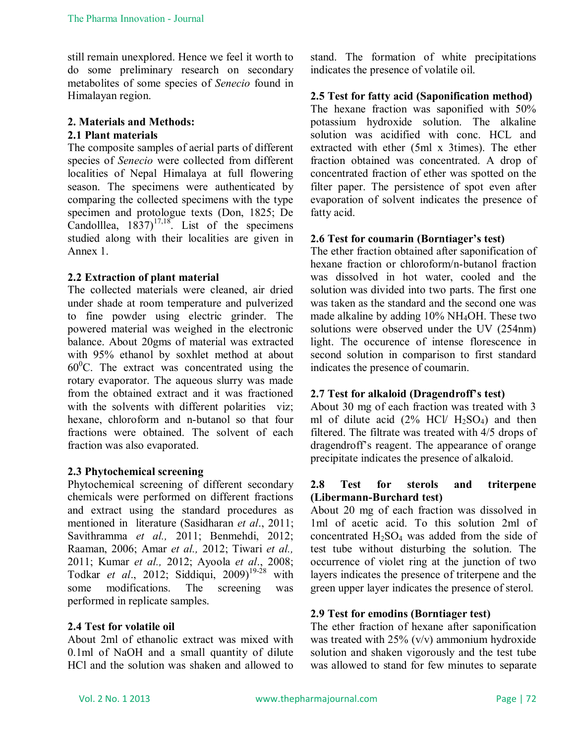still remain unexplored. Hence we feel it worth to do some preliminary research on secondary metabolites of some species of *Senecio* found in Himalayan region.

## 2. Materials and Methods:

### 2.1 Plant materials

The composite samples of aerial parts of different species of *Senecio* were collected from different localities of Nepal Himalaya at full flowering season. The specimens were authenticated by comparing the collected specimens with the type specimen and protologue texts (Don, 1825; De Candolllea, 1837)[17,18]. List of the specimens studied along with their localities are given in Annex 1.

### 2.2 Extraction of plant material

The collected materials were cleaned, air dried under shade at room temperature and pulverized to fine powder using electric grinder. The powered material was weighed in the electronic balance. About 20gms of material was extracted with 95% ethanol by soxhlet method at about $60^0$C. The extract was concentrated using the rotary evaporator. The aqueous slurry was made from the obtained extract and it was fractioned with the solvents with different polarities viz; hexane, chloroform and n-butanol so that four fractions were obtained. The solvent of each fraction was also evaporated.

### 2.3 Phytochemical screening

Phytochemical screening of different secondary chemicals were performed on different fractions and extract using the standard procedures as mentioned in literature (Sasidharan *et al*., 2011; Savithramma *et al.,* 2011; Benmehdi, 2012; Raaman, 2006; Amar *et al.,* 2012; Tiwari *et al.,* 2011; Kumar *et al.,* 2012; Ayoola *et al*., 2008; Todkar *et al*., 2012; Siddiqui, 2009)[19-28] with some modifications. The screening was performed in replicate samples.

### 2.4 Test for volatile oil

About 2ml of ethanolic extract was mixed with 0.1ml of NaOH and a small quantity of dilute HCl and the solution was shaken and allowed to stand. The formation of white precipitations indicates the presence of volatile oil.

### 2.5 Test for fatty acid (Saponification method)

The hexane fraction was saponified with 50% potassium hydroxide solution. The alkaline solution was acidified with conc. HCL and extracted with ether (5ml x 3times). The ether fraction obtained was concentrated. A drop of concentrated fraction of ether was spotted on the filter paper. The persistence of spot even after evaporation of solvent indicates the presence of fatty acid.

### 2.6 Test for coumarin (Borntiager's test)

The ether fraction obtained after saponification of hexane fraction or chloroform/n-butanol fraction was dissolved in hot water, cooled and the solution was divided into two parts. The first one was taken as the standard and the second one was made alkaline by adding 10% $NH_4OH$. These two solutions were observed under the UV (254nm) light. The occurence of intense florescence in second solution in comparison to first standard indicates the presence of coumarin.

### 2.7 Test for alkaloid (Dragendroff's test)

About 30 mg of each fraction was treated with 3 ml of dilute acid (2% HCl/ $H_2SO_4$) and then filtered. The filtrate was treated with 4/5 drops of dragendroff's reagent. The appearance of orange precipitate indicates the presence of alkaloid.

### 2.8 Test for sterols and triterpene (Libermann-Burchard test)

About 20 mg of each fraction was dissolved in 1ml of acetic acid. To this solution 2ml of concentrated $H_2SO_4$ was added from the side of test tube without disturbing the solution. The occurrence of violet ring at the junction of two layers indicates the presence of triterpene and the green upper layer indicates the presence of sterol.

### 2.9 Test for emodins (Borntiager test)

The ether fraction of hexane after saponification was treated with 25% (v/v) ammonium hydroxide solution and shaken vigorously and the test tube was allowed to stand for few minutes to separate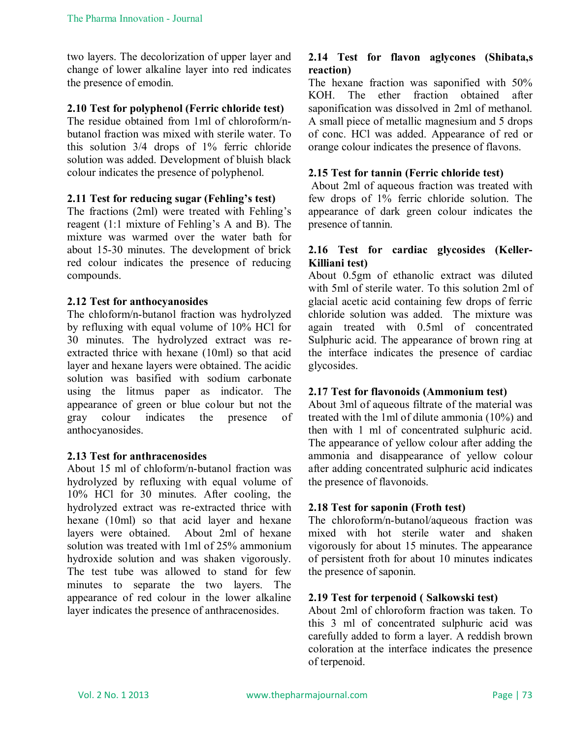two layers. The decolorization of upper layer and change of lower alkaline layer into red indicates the presence of emodin.

### 2.10 Test for polyphenol (Ferric chloride test)

The residue obtained from 1ml of chloroform/n-butanol fraction was mixed with sterile water. To this solution 3/4 drops of 1% ferric chloride solution was added. Development of bluish black colour indicates the presence of polyphenol.

### 2.11 Test for reducing sugar (Fehling's test)

The fractions (2ml) were treated with Fehling's reagent (1:1 mixture of Fehling's A and B). The mixture was warmed over the water bath for about 15-30 minutes. The development of brick red colour indicates the presence of reducing compounds.

### 2.12 Test for anthocyanosides

The chlorofom/n-butanol fraction was hydrolyzed by refluxing with equal volume of 10% HCl for 30 minutes. The hydrolyzed extract was re-extracted thrice with hexane (10ml) so that acid layer and hexane layers were obtained. The acidic solution was basified with sodium carbonate using the litmus paper as indicator. The appearance of green or blue colour but not the gray colour indicates the presence of anthocyanosides.

### 2.13 Test for anthracenosides

About 15 ml of chlorofom/n-butanol fraction was hydrolyzed by refluxing with equal volume of 10% HCl for 30 minutes. After cooling, the hydrolyzed extract was re-extracted thrice with hexane (10ml) so that acid layer and hexane layers were obtained. About 2ml of hexane solution was treated with 1ml of 25% ammonium hydroxide solution and was shaken vigorously. The test tube was allowed to stand for few minutes to separate the two layers. The appearance of red colour in the lower alkaline layer indicates the presence of anthracenosides.

### 2.14 Test for flavon aglycones (Shibata,s reaction)

The hexane fraction was saponified with 50% KOH. The ether fraction obtained after saponification was dissolved in 2ml of methanol. A small piece of metallic magnesium and 5 drops of conc. HCl was added. Appearance of red or orange colour indicates the presence of flavons.

### 2.15 Test for tannin (Ferric chloride test)

About 2ml of aqueous fraction was treated with few drops of 1% ferric chloride solution. The appearance of dark green colour indicates the presence of tannin.

### 2.16 Test for cardiac glycosides (Keller-Killiani test)

About 0.5gm of ethanolic extract was diluted with 5ml of sterile water. To this solution 2ml of glacial acetic acid containing few drops of ferric chloride solution was added. The mixture was again treated with 0.5ml of concentrated Sulphuric acid. The appearance of brown ring at the interface indicates the presence of cardiac glycosides.

### 2.17 Test for flavonoids (Ammonium test)

About 3ml of aqueous filtrate of the material was treated with the 1ml of dilute ammonia (10%) and then with 1 ml of concentrated sulphuric acid. The appearance of yellow colour after adding the ammonia and disappearance of yellow colour after adding concentrated sulphuric acid indicates the presence of flavonoids.

### 2.18 Test for saponin (Froth test)

The chloroform/n-butanol/aqueous fraction was mixed with hot sterile water and shaken vigorously for about 15 minutes. The appearance of persistent froth for about 10 minutes indicates the presence of saponin.

### 2.19 Test for terpenoid ( Salkowski test)

About 2ml of chloroform fraction was taken. To this 3 ml of concentrated sulphuric acid was carefully added to form a layer. A reddish brown coloration at the interface indicates the presence of terpenoid.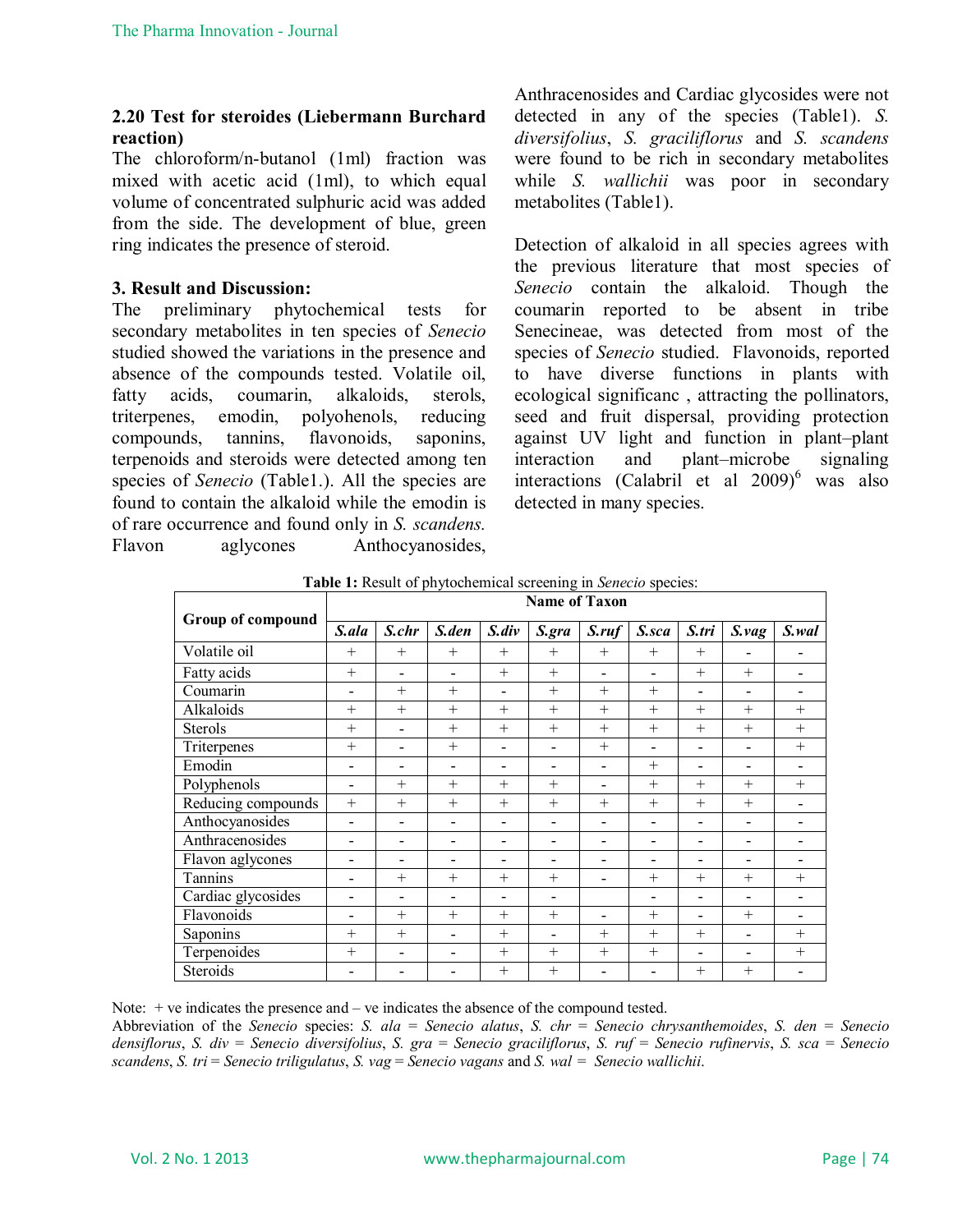### 2.20 Test for steroides (Liebermann Burchard reaction)

The chloroform/n-butanol (1ml) fraction was mixed with acetic acid (1ml), to which equal volume of concentrated sulphuric acid was added from the side. The development of blue, green ring indicates the presence of steroid.

## 3. Result and Discussion:

The preliminary phytochemical tests for secondary metabolites in ten species of *Senecio* studied showed the variations in the presence and absence of the compounds tested. Volatile oil, fatty acids, coumarin, alkaloids, sterols, triterpenes, emodin, polyohenols, reducing compounds, tannins, flavonoids, saponins, terpenoids and steroids were detected among ten species of *Senecio* (Table1.). All the species are found to contain the alkaloid while the emodin is of rare occurrence and found only in *S. scandens.* Flavon aglycones Anthocyanosides, Anthracenosides and Cardiac glycosides were not detected in any of the species (Table1). *S. diversifolius*, *S. graciliflorus* and *S. scandens* were found to be rich in secondary metabolites while *S. wallichii* was poor in secondary metabolites (Table1).

Detection of alkaloid in all species agrees with the previous literature that most species of *Senecio* contain the alkaloid. Though the coumarin reported to be absent in tribe Senecineae, was detected from most of the species of *Senecio* studied. Flavonoids, reported to have diverse functions in plants with ecological significanc , attracting the pollinators, seed and fruit dispersal, providing protection against UV light and function in plant–plant interaction and plant–microbe signaling interactions (Calabril et al 2009)[6] was also detected in many species.

**Table 1:** Result of phytochemical screening in *Senecio* species:

| Group of compound | Name of Taxon | | | | | | | | | |
|---|---|---|---|---|---|---|---|---|---|---|
| | ***S.ala*** | ***S.chr*** | ***S.den*** | ***S.div*** | ***S.gra*** | ***S.ruf*** | ***S.sca*** | ***S.tri*** | ***S.vag*** | ***S.wal*** |
| Volatile oil | + | + | + | + | + | + | + | + | - | - |
| Fatty acids | + | - | - | + | + | - | - | + | + | - |
| Coumarin | - | + | + | - | + | + | + | - | - | - |
| Alkaloids | + | + | + | + | + | + | + | + | + | + |
| Sterols | + | - | + | + | + | + | + | + | + | + |
| Triterpenes | + | - | + | - | - | + | - | - | - | + |
| Emodin | - | - | - | - | - | - | + | - | - | - |
| Polyphenols | - | + | + | + | + | - | + | + | + | + |
| Reducing compounds | + | + | + | + | + | + | + | + | + | - |
| Anthocyanosides | - | - | - | - | - | - | - | - | - | - |
| Anthracenosides | - | - | - | - | - | - | - | - | - | - |
| Flavon aglycones | - | - | - | - | - | - | - | - | - | - |
| Tannins | - | + | + | + | + | - | + | + | + | + |
| Cardiac glycosides | - | - | - | - | - | | - | - | - | - |
| Flavonoids | - | + | + | + | + | - | + | - | + | - |
| Saponins | + | + | - | + | - | + | + | + | - | + |
| Terpenoides | + | - | - | + | + | + | + | - | - | + |
| Steroids | - | - | - | + | + | - | - | + | + | - |

Note: + ve indicates the presence and – ve indicates the absence of the compound tested.

Abbreviation of the *Senecio* species: *S. ala = Senecio alatus*, *S. chr = Senecio chrysanthemoides*, *S. den = Senecio densiflorus*, *S. div = Senecio diversifolius*, *S. gra = Senecio graciliflorus*, *S. ruf = Senecio rufinervis*, *S. sca = Senecio scandens*, *S. tri = Senecio triligulatus*, *S. vag = Senecio vagans* and *S. wal = Senecio wallichii.*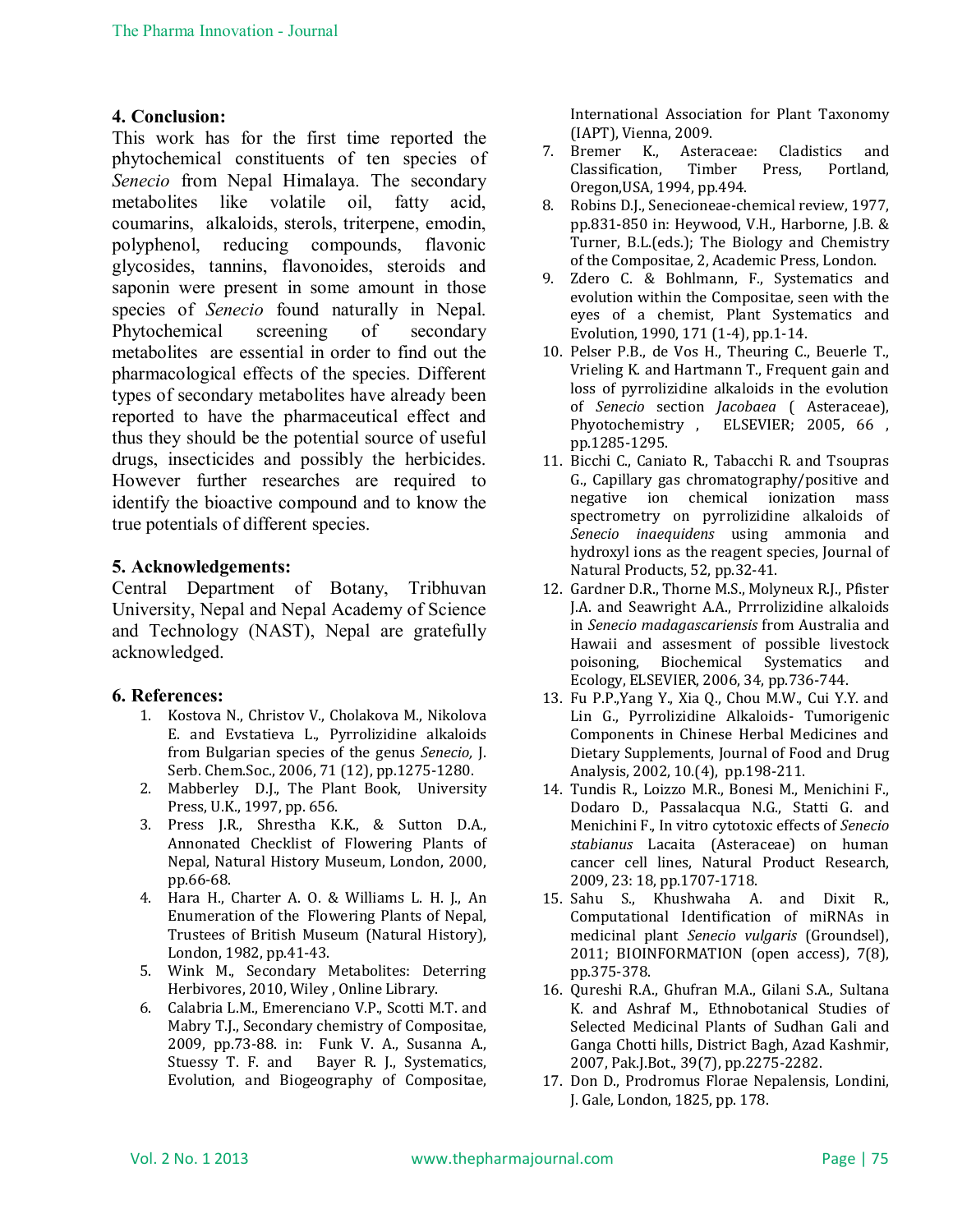## 4. Conclusion:

This work has for the first time reported the phytochemical constituents of ten species of *Senecio* from Nepal Himalaya. The secondary metabolites like volatile oil, fatty acid, coumarins, alkaloids, sterols, triterpene, emodin, polyphenol, reducing compounds, flavonic glycosides, tannins, flavonoides, steroids and saponin were present in some amount in those species of *Senecio* found naturally in Nepal. Phytochemical screening of secondary metabolites are essential in order to find out the pharmacological effects of the species. Different types of secondary metabolites have already been reported to have the pharmaceutical effect and thus they should be the potential source of useful drugs, insecticides and possibly the herbicides. However further researches are required to identify the bioactive compound and to know the true potentials of different species.

## 5. Acknowledgements:

Central Department of Botany, Tribhuvan University, Nepal and Nepal Academy of Science and Technology (NAST), Nepal are gratefully acknowledged.

## 6. References:

1. Kostova N., Christov V., Cholakova M., Nikolova E. and Evstatieva L., Pyrrolizidine alkaloids from Bulgarian species of the genus *Senecio,* J. Serb. Chem.Soc., 2006, 71 (12), pp.1275-1280.
2. Mabberley D.J., The Plant Book, University Press, U.K., 1997, pp. 656.
3. Press J.R., Shrestha K.K., & Sutton D.A., Annonated Checklist of Flowering Plants of Nepal, Natural History Museum, London, 2000, pp.66-68.
4. Hara H., Charter A. O. & Williams L. H. J., An Enumeration of the Flowering Plants of Nepal, Trustees of British Museum (Natural History), London, 1982, pp.41-43.
5. Wink M., Secondary Metabolites: Deterring Herbivores, 2010, Wiley , Online Library.
6. Calabria L.M., Emerenciano V.P., Scotti M.T. and Mabry T.J., Secondary chemistry of Compositae, 2009, pp.73-88. in: Funk V. A., Susanna A., Stuessy T. F. and Bayer R. J., Systematics, Evolution, and Biogeography of Compositae, International Association for Plant Taxonomy (IAPT), Vienna, 2009.
7. Bremer K., Asteraceae: Cladistics and Classification, Timber Press, Portland, Oregon,USA, 1994, pp.494.
8. Robins D.J., Senecioneae-chemical review, 1977, pp.831-850 in: Heywood, V.H., Harborne, J.B. & Turner, B.L.(eds.); The Biology and Chemistry of the Compositae, 2, Academic Press, London.
9. Zdero C. & Bohlmann, F., Systematics and evolution within the Compositae, seen with the eyes of a chemist, Plant Systematics and Evolution, 1990, 171 (1-4), pp.1-14.
10. Pelser P.B., de Vos H., Theuring C., Beuerle T., Vrieling K. and Hartmann T., Frequent gain and loss of pyrrolizidine alkaloids in the evolution of *Senecio* section *Jacobaea* ( Asteraceae), Phyotochemistry , ELSEVIER; 2005, 66 , pp.1285-1295.
11. Bicchi C., Caniato R., Tabacchi R. and Tsoupras G., Capillary gas chromatography/positive and negative ion chemical ionization mass spectrometry on pyrrolizidine alkaloids of *Senecio inaequidens* using ammonia and hydroxyl ions as the reagent species, Journal of Natural Products, 52, pp.32-41.
12. Gardner D.R., Thorne M.S., Molyneux R.J., Pfister J.A. and Seawright A.A., Prrrolizidine alkaloids in *Senecio madagascariensis* from Australia and Hawaii and assesment of possible livestock poisoning, Biochemical Systematics and Ecology, ELSEVIER, 2006, 34, pp.736-744.
13. Fu P.P.,Yang Y., Xia Q., Chou M.W., Cui Y.Y. and Lin G., Pyrrolizidine Alkaloids- Tumorigenic Components in Chinese Herbal Medicines and Dietary Supplements, Journal of Food and Drug Analysis, 2002, 10.(4), pp.198-211.
14. Tundis R., Loizzo M.R., Bonesi M., Menichini F., Dodaro D., Passalacqua N.G., Statti G. and Menichini F., In vitro cytotoxic effects of *Senecio stabianus* Lacaita (Asteraceae) on human cancer cell lines, Natural Product Research, 2009, 23: 18, pp.1707-1718.
15. Sahu S., Khushwaha A. and Dixit R., Computational Identification of miRNAs in medicinal plant *Senecio vulgaris* (Groundsel), 2011; BIOINFORMATION (open access), 7(8), pp.375-378.
16. Qureshi R.A., Ghufran M.A., Gilani S.A., Sultana K. and Ashraf M., Ethnobotanical Studies of Selected Medicinal Plants of Sudhan Gali and Ganga Chotti hills, District Bagh, Azad Kashmir, 2007, Pak.J.Bot., 39(7), pp.2275-2282.
17. Don D., Prodromus Florae Nepalensis, Londini, J. Gale, London, 1825, pp. 178.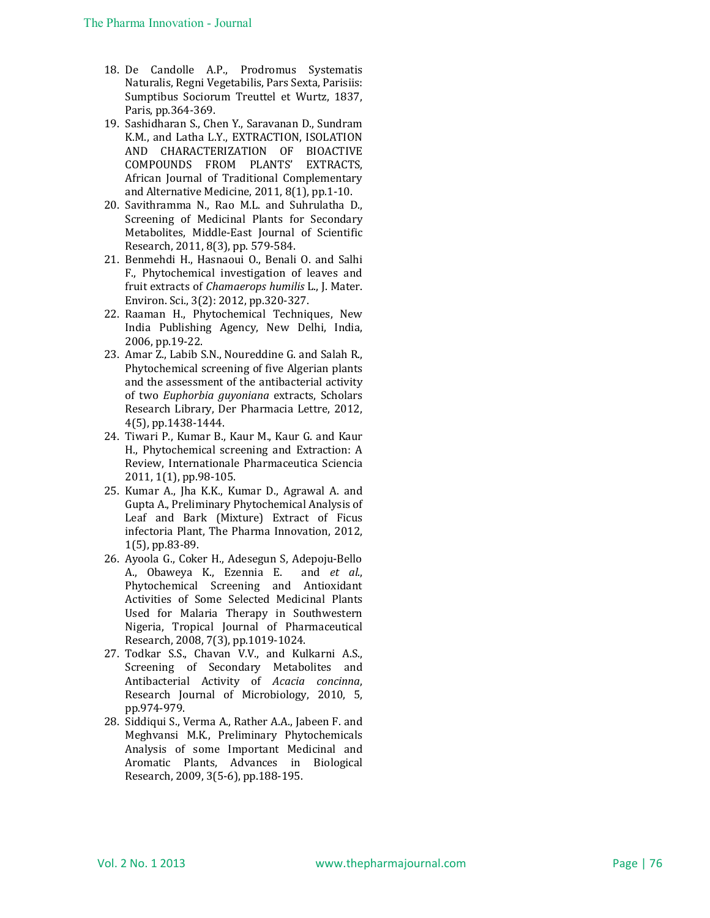18. De Candolle A.P., Prodromus Systematis Naturalis, Regni Vegetabilis, Pars Sexta, Parisiis: Sumptibus Sociorum Treuttel et Wurtz, 1837, Paris, pp.364-369.
19. Sashidharan S., Chen Y., Saravanan D., Sundram K.M., and Latha L.Y., EXTRACTION, ISOLATION AND CHARACTERIZATION OF BIOACTIVE COMPOUNDS FROM PLANTS' EXTRACTS, African Journal of Traditional Complementary and Alternative Medicine, 2011, 8(1), pp.1-10.
20. Savithramma N., Rao M.L. and Suhrulatha D., Screening of Medicinal Plants for Secondary Metabolites, Middle-East Journal of Scientific Research, 2011, 8(3), pp. 579-584.
21. Benmehdi H., Hasnaoui O., Benali O. and Salhi F., Phytochemical investigation of leaves and fruit extracts of *Chamaerops humilis* L., J. Mater. Environ. Sci., 3(2): 2012, pp.320-327.
22. Raaman H., Phytochemical Techniques, New India Publishing Agency, New Delhi, India, 2006, pp.19-22.
23. Amar Z., Labib S.N., Noureddine G. and Salah R., Phytochemical screening of five Algerian plants and the assessment of the antibacterial activity of two *Euphorbia guyoniana* extracts, Scholars Research Library, Der Pharmacia Lettre, 2012, 4(5), pp.1438-1444.
24. Tiwari P., Kumar B., Kaur M., Kaur G. and Kaur H., Phytochemical screening and Extraction: A Review, Internationale Pharmaceutica Sciencia 2011, 1(1), pp.98-105.
25. Kumar A., Jha K.K., Kumar D., Agrawal A. and Gupta A., Preliminary Phytochemical Analysis of Leaf and Bark (Mixture) Extract of Ficus infectoria Plant, The Pharma Innovation, 2012, 1(5), pp.83-89.
26. Ayoola G., Coker H., Adesegun S, Adepoju-Bello A., Obaweya K., Ezennia E. and *et al*., Phytochemical Screening and Antioxidant Activities of Some Selected Medicinal Plants Used for Malaria Therapy in Southwestern Nigeria, Tropical Journal of Pharmaceutical Research, 2008, 7(3), pp.1019-1024.
27. Todkar S.S., Chavan V.V., and Kulkarni A.S., Screening of Secondary Metabolites and Antibacterial Activity of *Acacia concinna*, Research Journal of Microbiology, 2010, 5, pp.974-979.
28. Siddiqui S., Verma A., Rather A.A., Jabeen F. and Meghvansi M.K., Preliminary Phytochemicals Analysis of some Important Medicinal and Aromatic Plants, Advances in Biological Research, 2009, 3(5-6), pp.188-195.